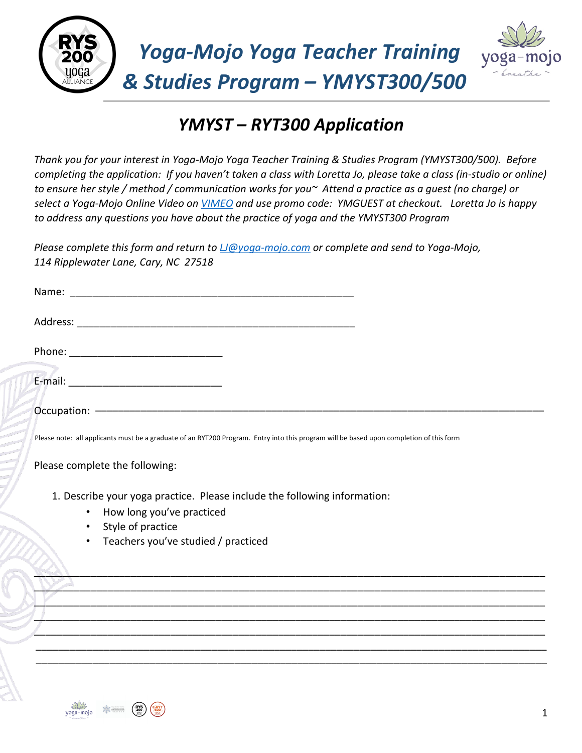# Yoga-Mojo Yoga Teacher Training & Studies Program – YMYST300/500

## YMYST – RYT300 Application

*Thank you for your interest in Yoga-Mojo Yoga Teacher Training & Studies Program (YMYST300/500). Before completing the application: If you haven't taken a class with Loretta Jo, please take a class (in-studio or online) to ensure her style / method / communication works for you~ Attend a practice as a guest (no charge) or select a Yoga-Mojo Online Video on [VIMEO](#) and use promo code: YMGUEST at checkout. Loretta Jo is happy to address any questions you have about the practice of yoga and the YMYST300 Program*

*Please complete this form and return to [LJ@yoga-mojo.com](mailto:LJ@yoga-mojo.com) or complete and send to Yoga-Mojo, 114 Ripplewater Lane, Cary, NC 27518*

Name: ___________________________________________________

Address: _________________________________________________

Phone: ___________________________

E-mail: ___________________________

Occupation: ______________________________________________________________________________

Please note: all applicants must be a graduate of an RYT200 Program. Entry into this program will be based upon completion of this form

Please complete the following:

1. Describe your yoga practice. Please include the following information:
   - How long you've practiced
   - Style of practice
   - Teachers you've studied / practiced

_____________________________________________________________________________________________
_____________________________________________________________________________________________
_____________________________________________________________________________________________
_____________________________________________________________________________________________
_____________________________________________________________________________________________
_____________________________________________________________________________________________
_____________________________________________________________________________________________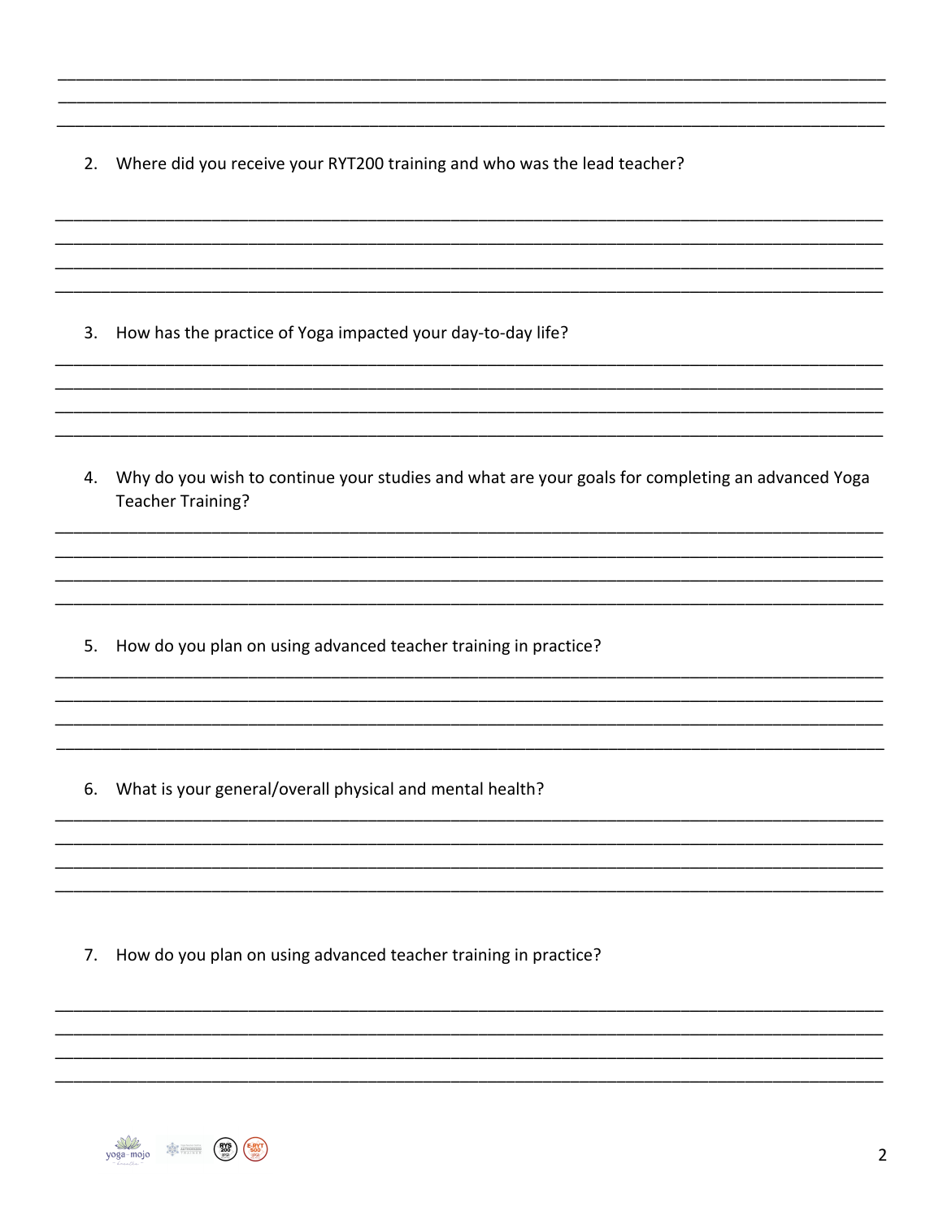2. Where did you receive your RYT200 training and who was the lead teacher?

3. How has the practice of Yoga impacted your day-to-day life?

4. Why do you wish to continue your studies and what are your goals for completing an advanced Yoga Teacher Training?

5. How do you plan on using advanced teacher training in practice?

6. What is your general/overall physical and mental health?

7. How do you plan on using advanced teacher training in practice?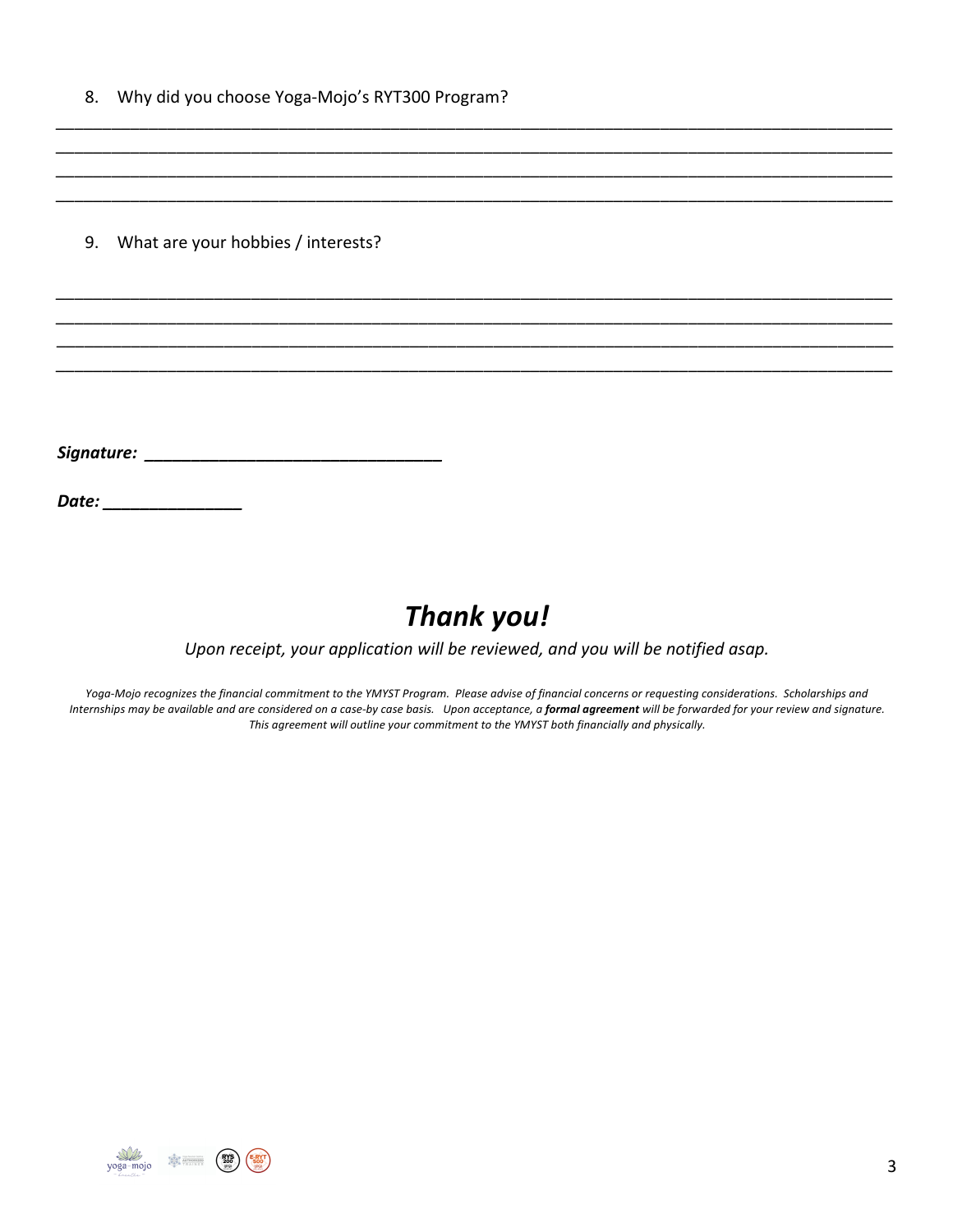8. Why did you choose Yoga-Mojo's RYT300 Program?

___________________________________________________________________________________________
___________________________________________________________________________________________
___________________________________________________________________________________________
___________________________________________________________________________________________

9. What are your hobbies / interests?

___________________________________________________________________________________________
___________________________________________________________________________________________
___________________________________________________________________________________________
___________________________________________________________________________________________

***Signature:*** ________________________________

***Date:*** _______________

# *Thank you!*

*Upon receipt, your application will be reviewed, and you will be notified asap.*

*Yoga-Mojo recognizes the financial commitment to the YMYST Program. Please advise of financial concerns or requesting considerations. Scholarships and Internships may be available and are considered on a case-by case basis. Upon acceptance, a **formal agreement** will be forwarded for your review and signature. This agreement will outline your commitment to the YMYST both financially and physically.*